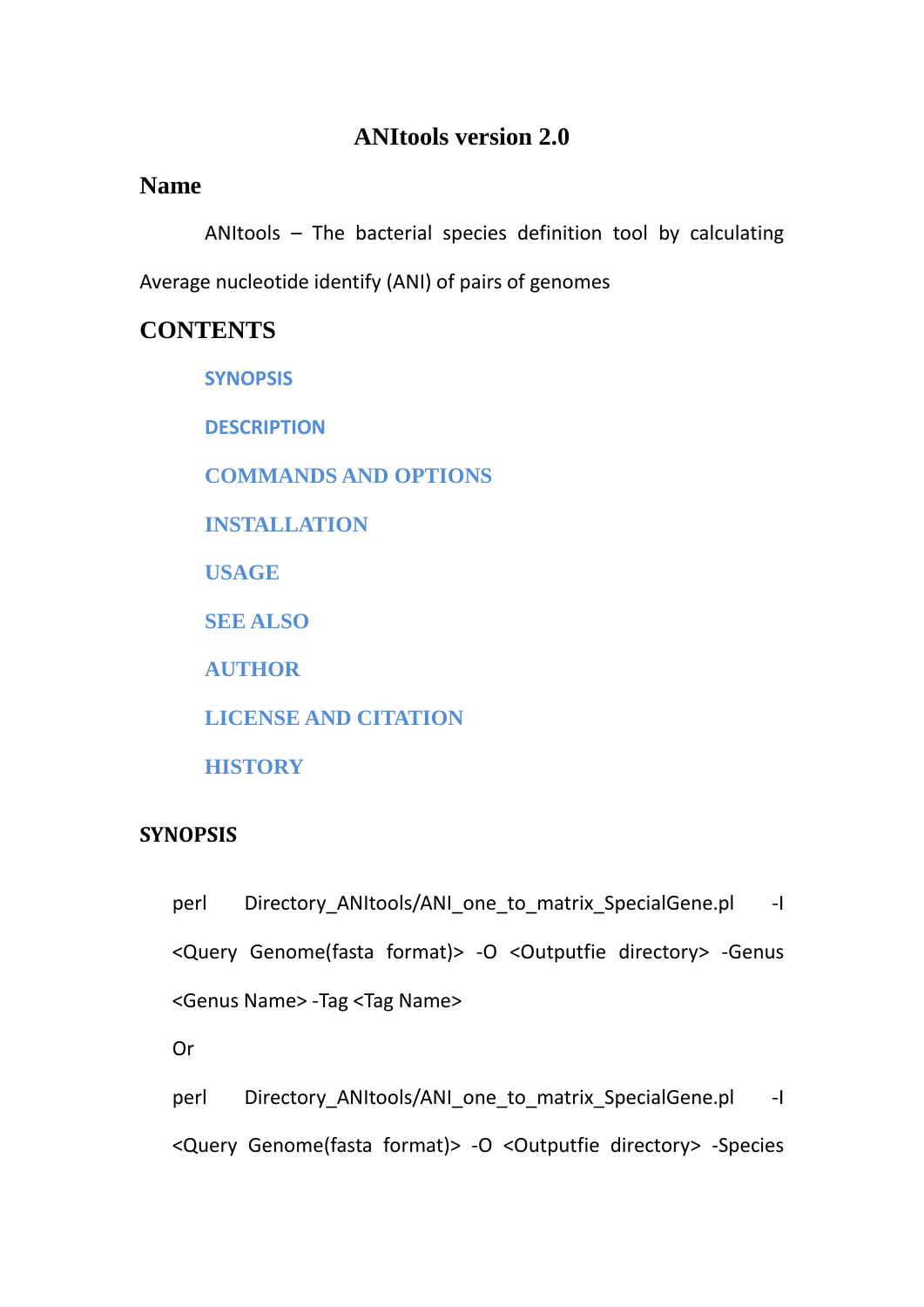# ANItools version 2.0

## Name

ANItools – The bacterial species definition tool by calculating Average nucleotide identify (ANI) of pairs of genomes

## CONTENTS

- SYNOPSIS
- DESCRIPTION
- COMMANDS AND OPTIONS
- INSTALLATION
- USAGE
- SEE ALSO
- AUTHOR
- LICENSE AND CITATION
- HISTORY

### SYNOPSIS

perl Directory_ANItools/ANI_one_to_matrix_SpecialGene.pl -I <Query Genome(fasta format)> -O <Outputfie directory> -Genus <Genus Name> -Tag <Tag Name>

Or

perl Directory_ANItools/ANI_one_to_matrix_SpecialGene.pl -I <Query Genome(fasta format)> -O <Outputfie directory> -Species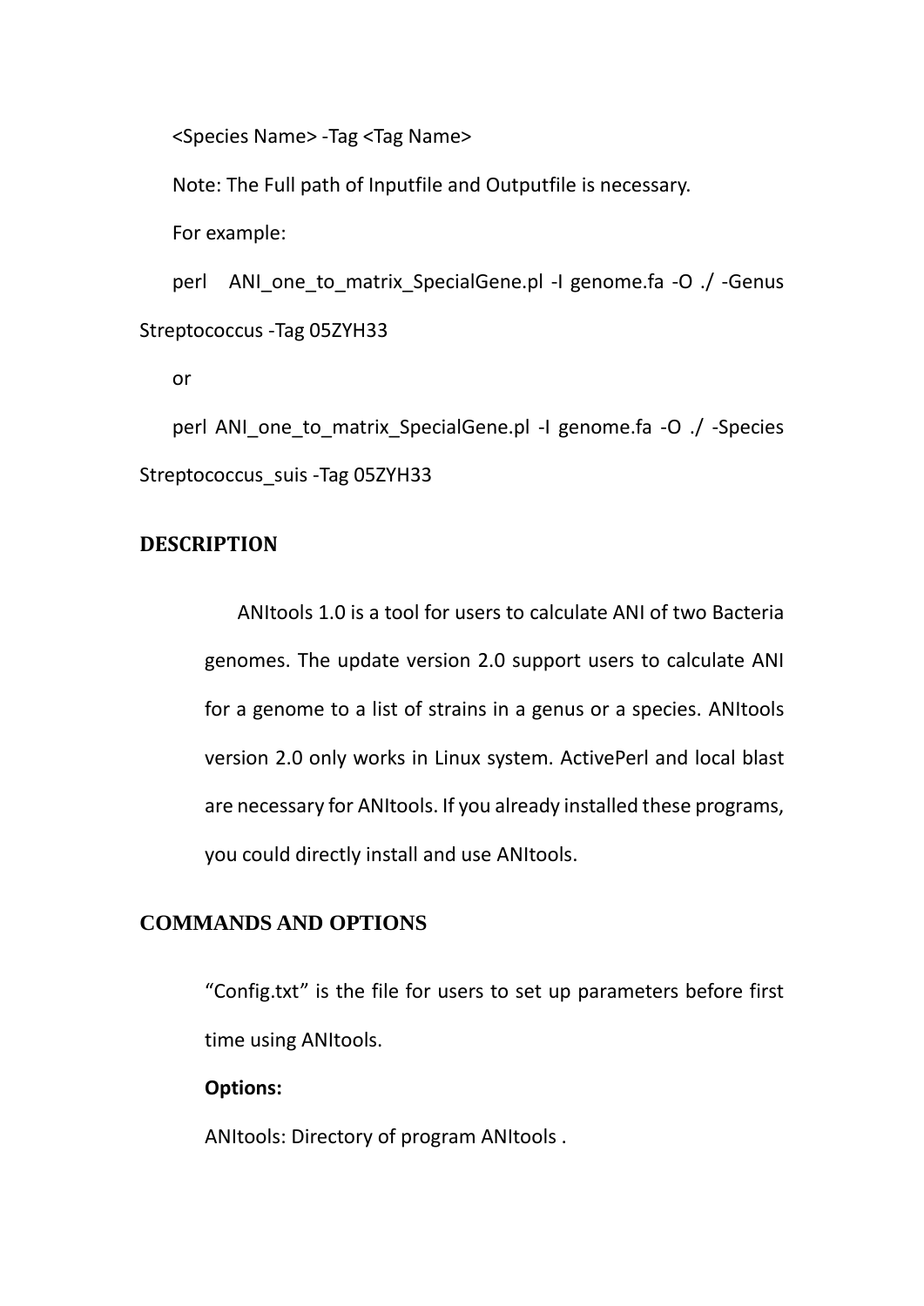<Species Name> -Tag <Tag Name>

Note: The Full path of Inputfile and Outputfile is necessary.

For example:

perl ANI_one_to_matrix_SpecialGene.pl -I genome.fa -O ./ -Genus Streptococcus -Tag 05ZYH33

or

perl ANI_one_to_matrix_SpecialGene.pl -I genome.fa -O ./ -Species Streptococcus_suis -Tag 05ZYH33

## DESCRIPTION

ANItools 1.0 is a tool for users to calculate ANI of two Bacteria genomes. The update version 2.0 support users to calculate ANI for a genome to a list of strains in a genus or a species. ANItools version 2.0 only works in Linux system. ActivePerl and local blast are necessary for ANItools. If you already installed these programs, you could directly install and use ANItools.

## COMMANDS AND OPTIONS

"Config.txt" is the file for users to set up parameters before first time using ANItools.

**Options:**

ANItools: Directory of program ANItools .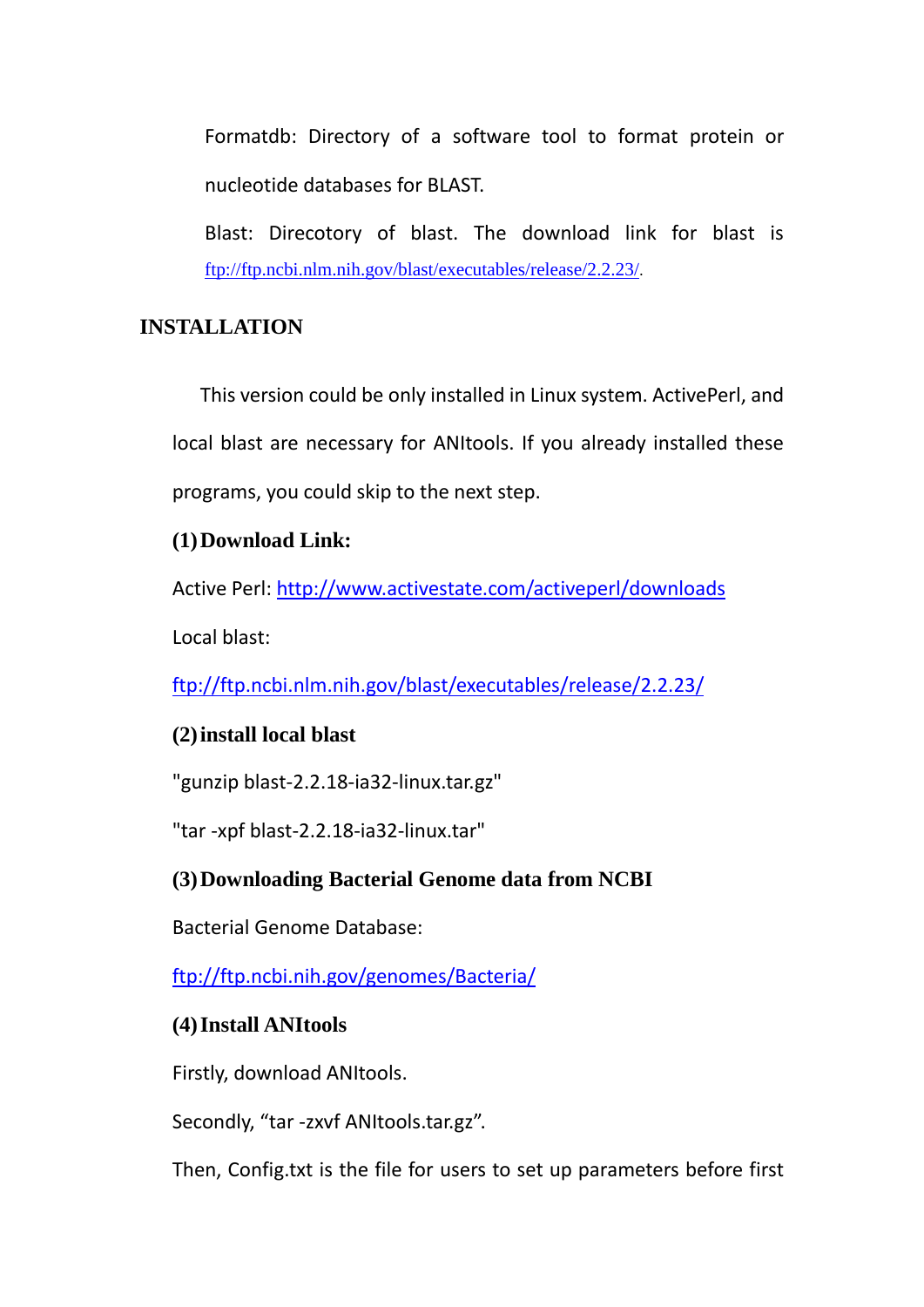Formatdb: Directory of a software tool to format protein or nucleotide databases for BLAST.

Blast: Direcotory of blast. The download link for blast is ftp://ftp.ncbi.nlm.nih.gov/blast/executables/release/2.2.23/.

## INSTALLATION

This version could be only installed in Linux system. ActivePerl, and local blast are necessary for ANItools. If you already installed these programs, you could skip to the next step.

**(1) Download Link:**

Active Perl: http://www.activestate.com/activeperl/downloads

Local blast:

ftp://ftp.ncbi.nlm.nih.gov/blast/executables/release/2.2.23/

**(2) install local blast**

"gunzip blast-2.2.18-ia32-linux.tar.gz"

"tar -xpf blast-2.2.18-ia32-linux.tar"

**(3) Downloading Bacterial Genome data from NCBI**

Bacterial Genome Database:

ftp://ftp.ncbi.nih.gov/genomes/Bacteria/

**(4) Install ANItools**

Firstly, download ANItools.

Secondly, “tar -zxvf ANItools.tar.gz”.

Then, Config.txt is the file for users to set up parameters before first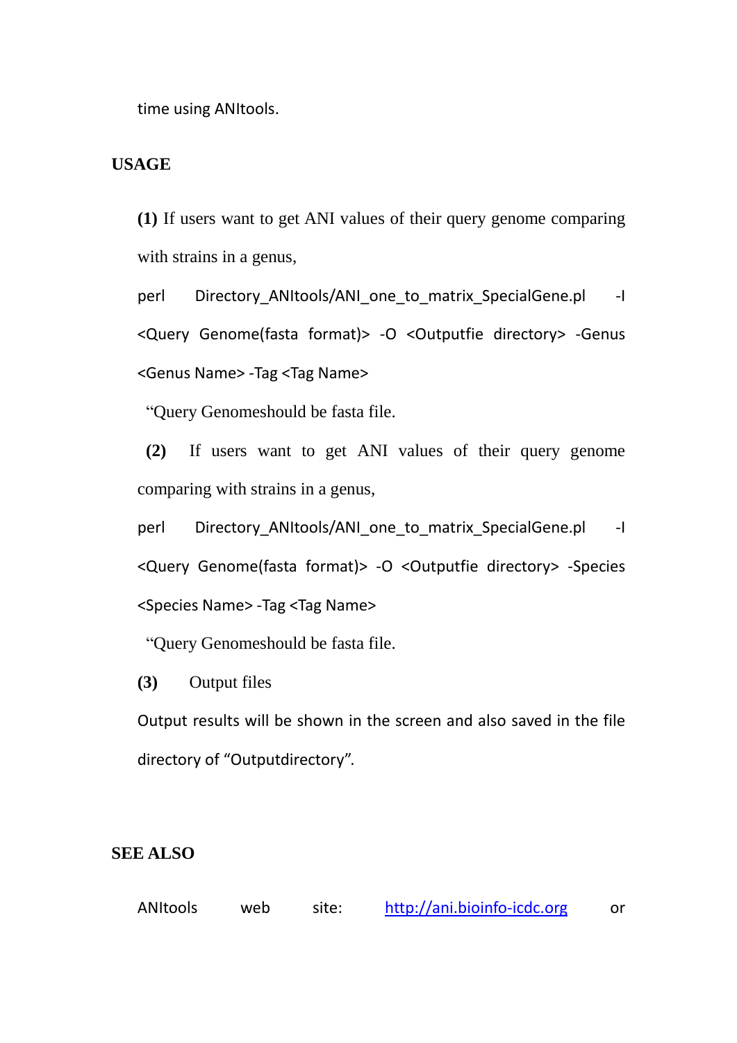time using ANItools.

## USAGE

**(1)** If users want to get ANI values of their query genome comparing with strains in a genus,

```
perl Directory_ANItools/ANI_one_to_matrix_SpecialGene.pl -I <Query Genome(fasta format)> -O <Outputfie directory> -Genus <Genus Name> -Tag <Tag Name>
```

"Query Genomeshould be fasta file.

**(2)** If users want to get ANI values of their query genome comparing with strains in a genus,

```
perl Directory_ANItools/ANI_one_to_matrix_SpecialGene.pl -I <Query Genome(fasta format)> -O <Outputfie directory> -Species <Species Name> -Tag <Tag Name>
```

"Query Genomeshould be fasta file.

**(3)** Output files

Output results will be shown in the screen and also saved in the file directory of "Outputdirectory".

## SEE ALSO

ANItools web site: http://ani.bioinfo-icdc.org or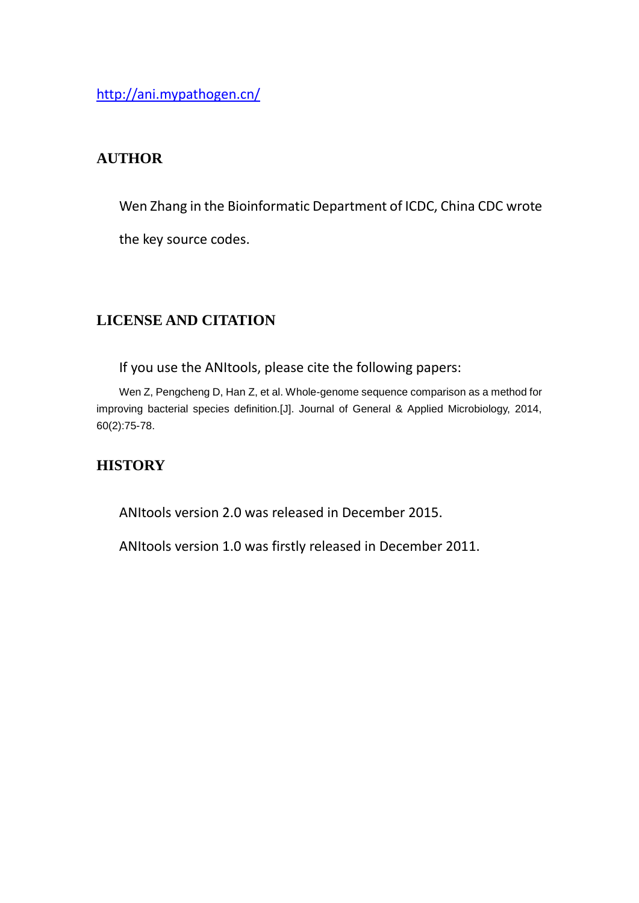http://ani.mypathogen.cn/

## AUTHOR

Wen Zhang in the Bioinformatic Department of ICDC, China CDC wrote the key source codes.

## LICENSE AND CITATION

If you use the ANItools, please cite the following papers:

Wen Z, Pengcheng D, Han Z, et al. Whole-genome sequence comparison as a method for improving bacterial species definition.[J]. Journal of General & Applied Microbiology, 2014, 60(2):75-78.

## HISTORY

ANItools version 2.0 was released in December 2015.

ANItools version 1.0 was firstly released in December 2011.